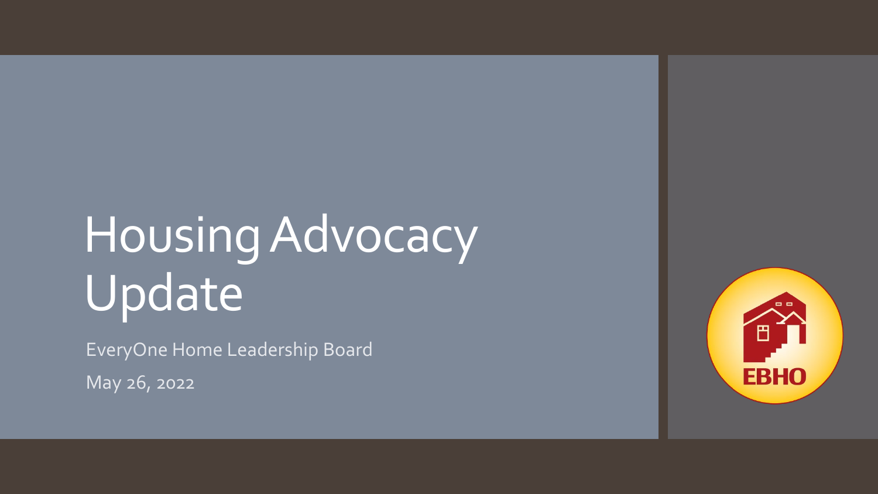# Housing Advocacy Update

EveryOne Home Leadership Board

May 26, 2022

EBHO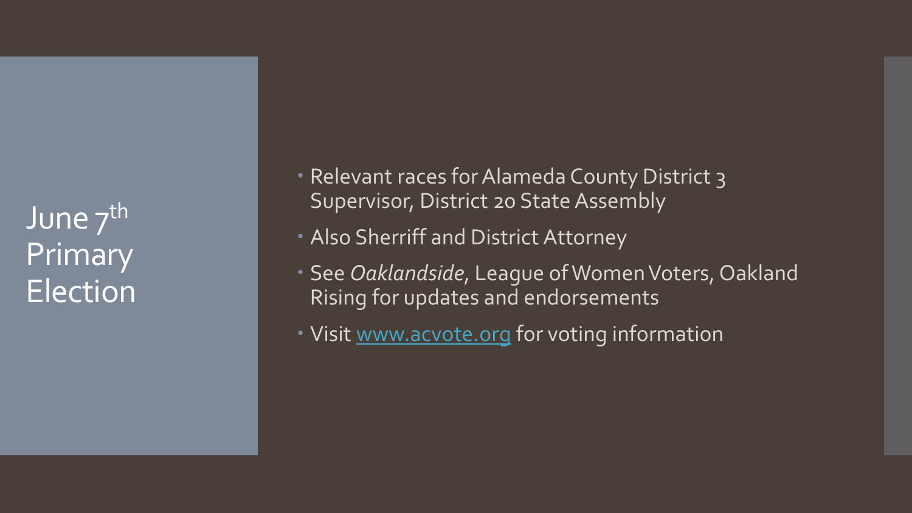# June 7th Primary Election

- Relevant races for Alameda County District 3 Supervisor, District 20 State Assembly
- Also Sherriff and District Attorney
- See *Oaklandside*, League of Women Voters, Oakland Rising for updates and endorsements
- Visit [www.acvote.org](http://www.acvote.org) for voting information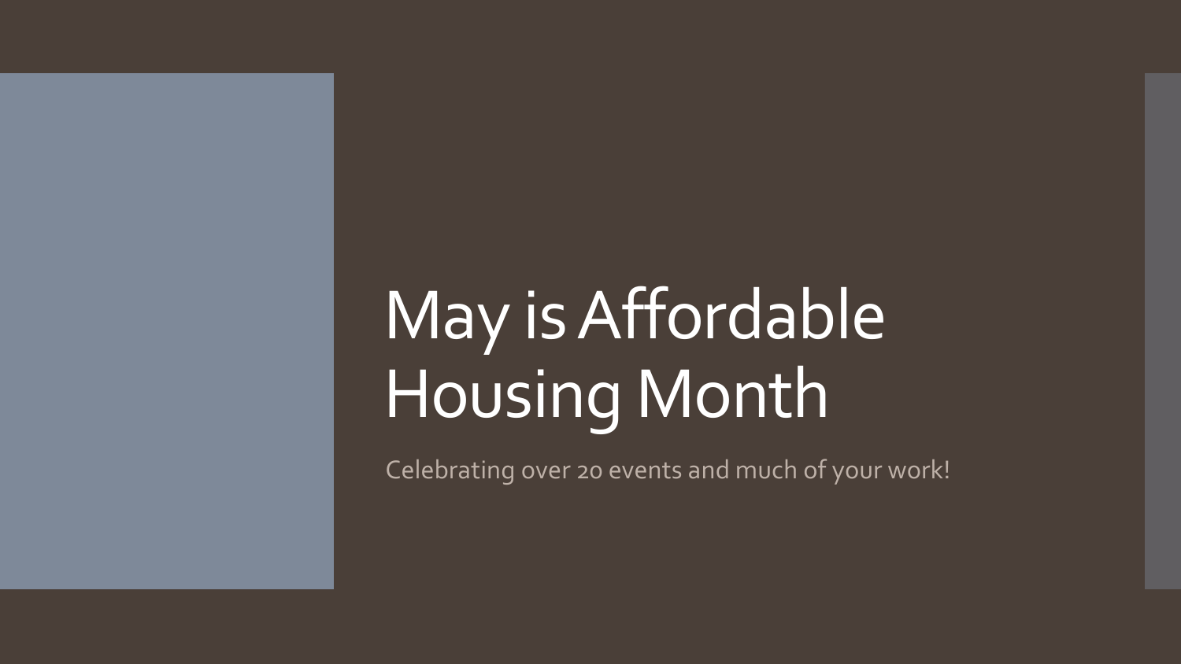# May is Affordable Housing Month

Celebrating over 20 events and much of your work!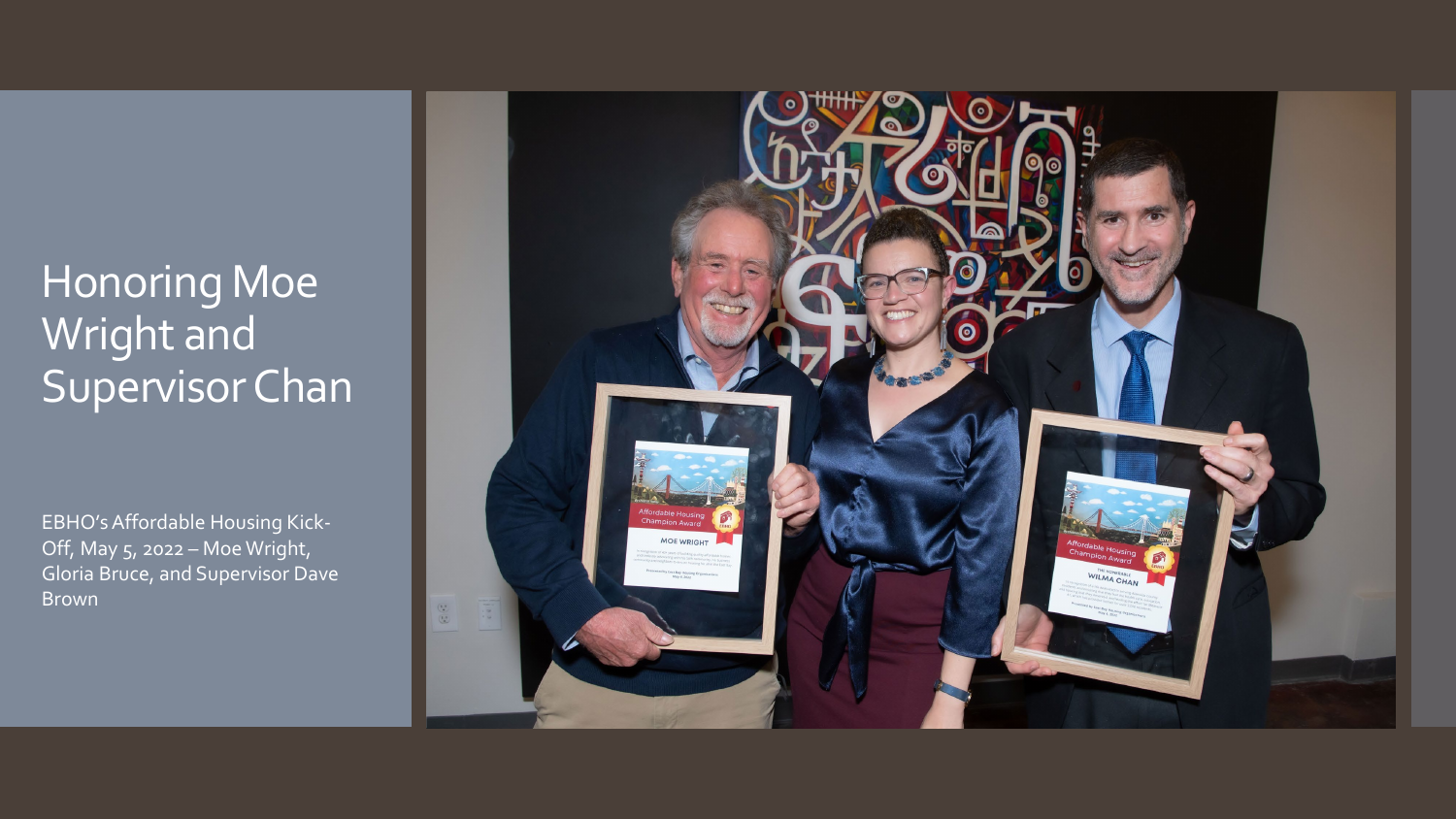# Honoring Moe Wright and Supervisor Chan

EBHO's Affordable Housing Kick-Off, May 5, 2022 – Moe Wright, Gloria Bruce, and Supervisor Dave Brown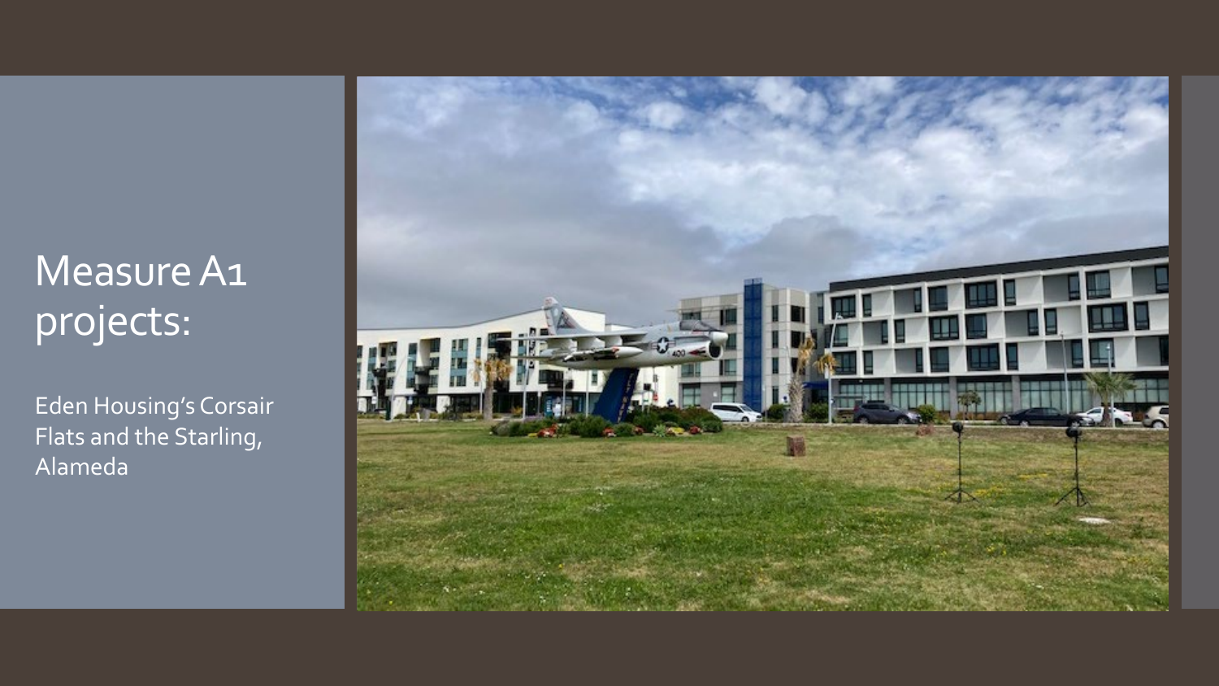# Measure A1 projects:

Eden Housing's Corsair Flats and the Starling, Alameda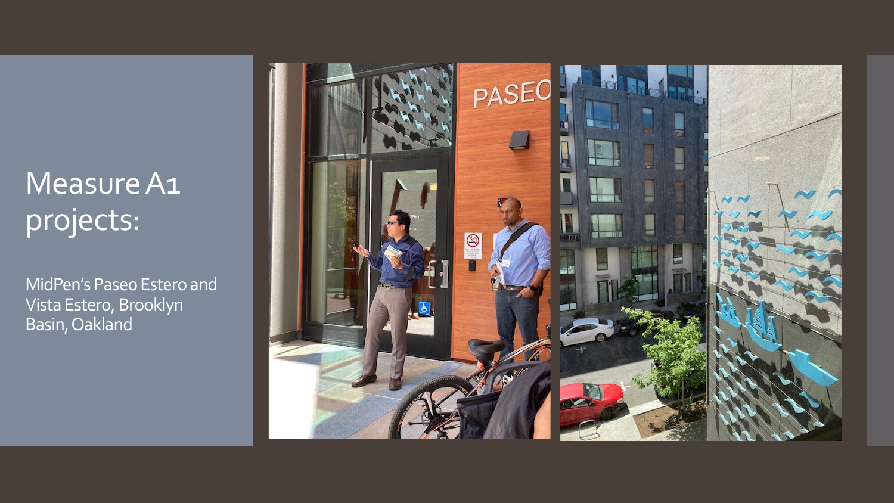# Measure A1 projects:

MidPen's Paseo Estero and Vista Estero, Brooklyn Basin, Oakland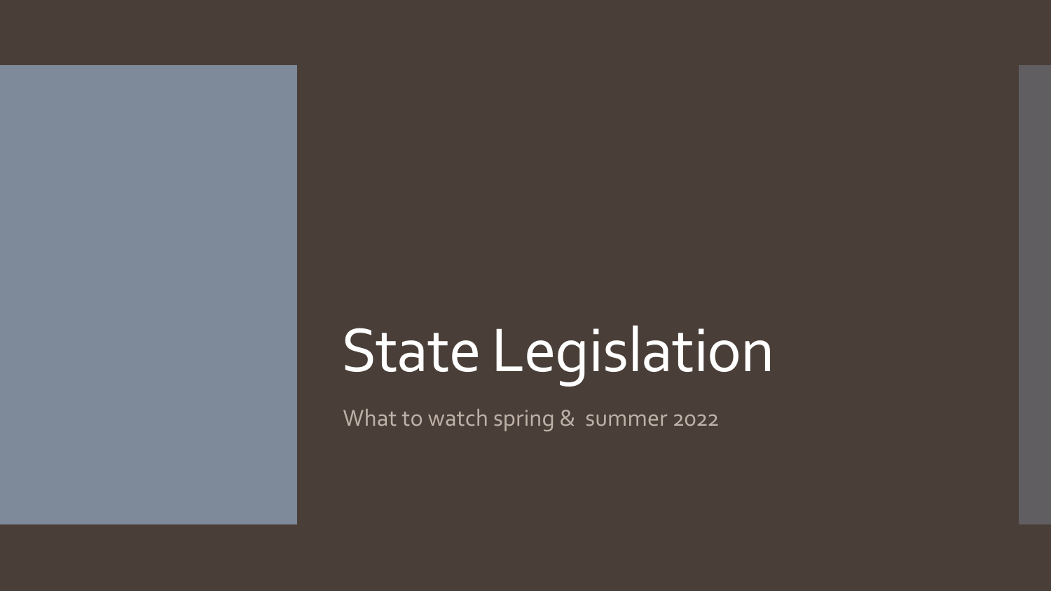# State Legislation

What to watch spring & summer 2022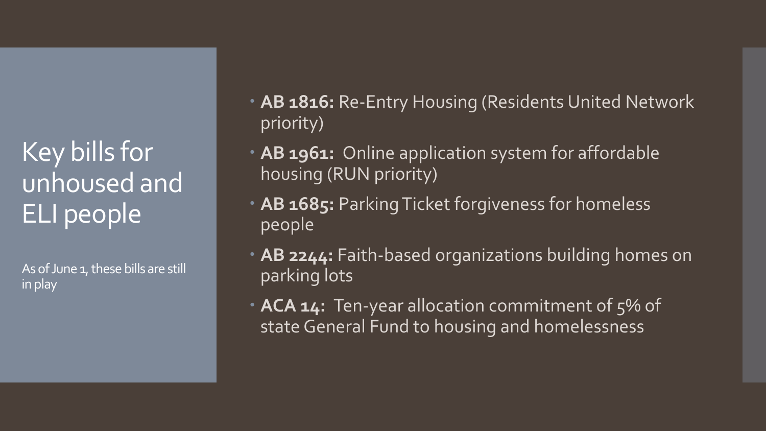# Key bills for unhoused and ELI people

As of June 1, these bills are still in play

- **AB 1816:** Re-Entry Housing (Residents United Network priority)
- **AB 1961:** Online application system for affordable housing (RUN priority)
- **AB 1685:** Parking Ticket forgiveness for homeless people
- **AB 2244:** Faith-based organizations building homes on parking lots
- **ACA 14:** Ten-year allocation commitment of 5% of state General Fund to housing and homelessness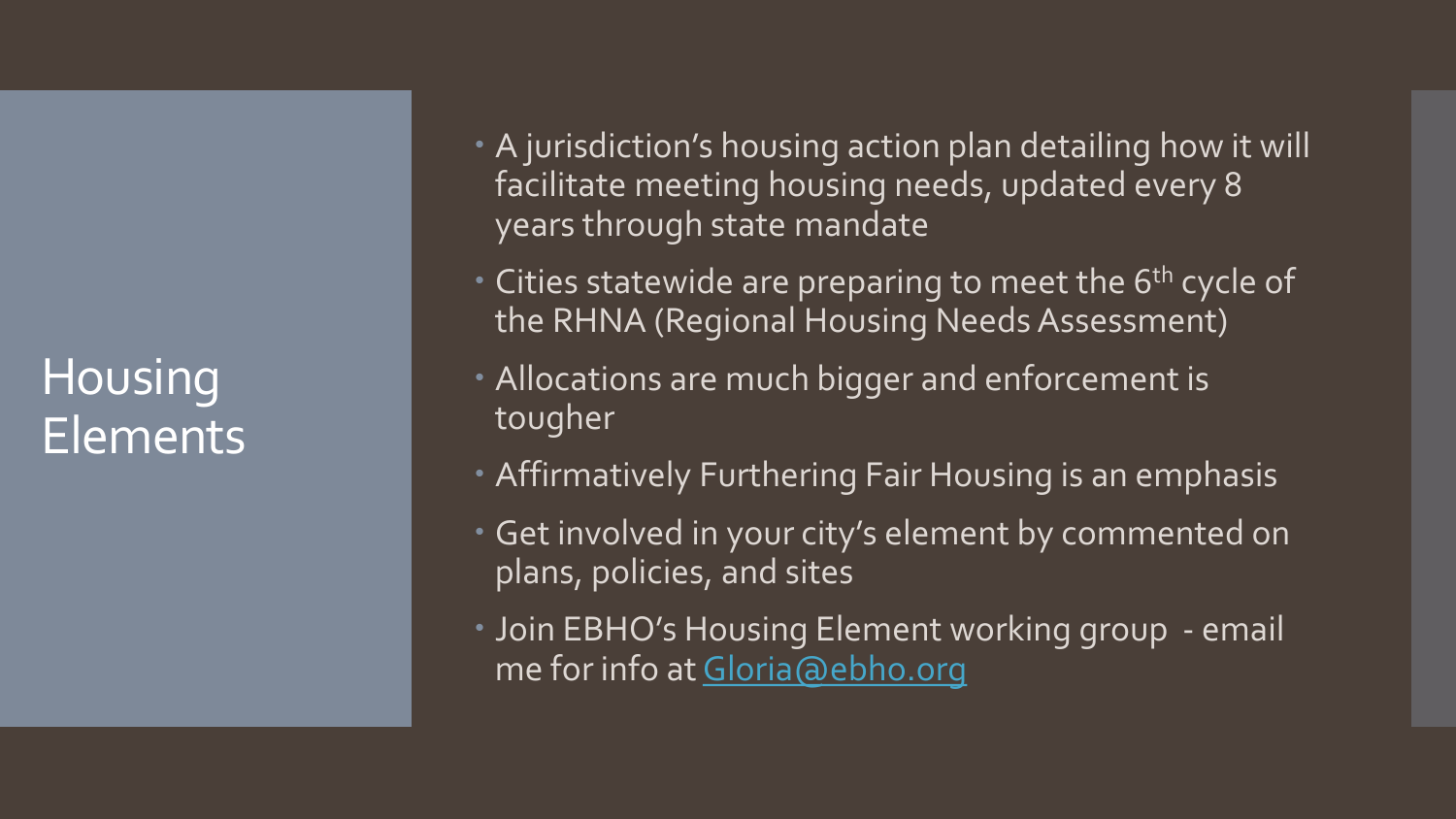# Housing Elements

- A jurisdiction's housing action plan detailing how it will facilitate meeting housing needs, updated every 8 years through state mandate
- Cities statewide are preparing to meet the 6th cycle of the RHNA (Regional Housing Needs Assessment)
- Allocations are much bigger and enforcement is tougher
- Affirmatively Furthering Fair Housing is an emphasis
- Get involved in your city's element by commented on plans, policies, and sites
- Join EBHO's Housing Element working group - email me for info at [Gloria@ebho.org](mailto:Gloria@ebho.org)